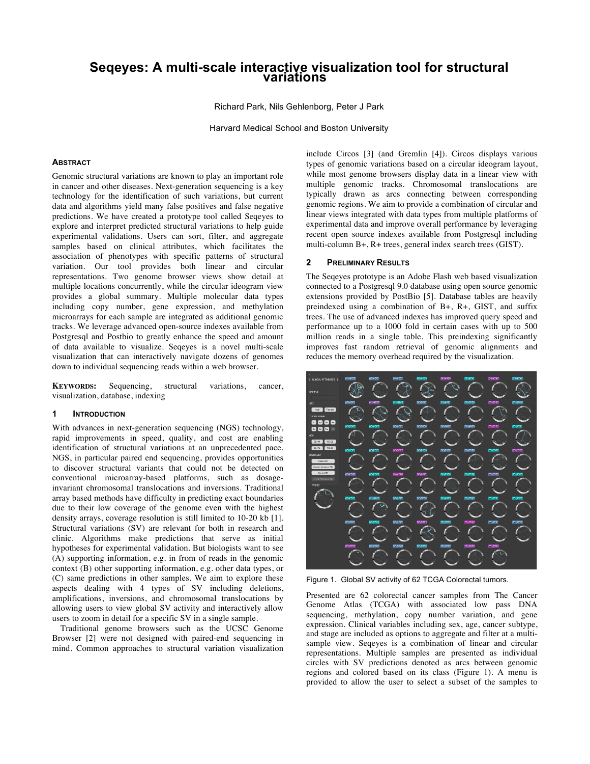# Seqeyes: A multi-scale interactive visualization tool for structural variations

Richard Park, Nils Gehlenborg, Peter J Park

Harvard Medical School and Boston University

## ABSTRACT

Genomic structural variations are known to play an important role in cancer and other diseases. Next-generation sequencing is a key technology for the identification of such variations, but current data and algorithms yield many false positives and false negative predictions. We have created a prototype tool called Seqeyes to explore and interpret predicted structural variations to help guide experimental validations. Users can sort, filter, and aggregate samples based on clinical attributes, which facilitates the association of phenotypes with specific patterns of structural variation. Our tool provides both linear and circular representations. Two genome browser views show detail at multiple locations concurrently, while the circular ideogram view provides a global summary. Multiple molecular data types including copy number, gene expression, and methylation microarrays for each sample are integrated as additional genomic tracks. We leverage advanced open-source indexes available from Postgresql and Postbio to greatly enhance the speed and amount of data available to visualize. Seqeyes is a novel multi-scale visualization that can interactively navigate dozens of genomes down to individual sequencing reads within a web browser.

**KEYWORDS:** Sequencing, structural variations, cancer, visualization, database, indexing

## 1 INTRODUCTION

With advances in next-generation sequencing (NGS) technology, rapid improvements in speed, quality, and cost are enabling identification of structural variations at an unprecedented pace. NGS, in particular paired end sequencing, provides opportunities to discover structural variants that could not be detected on conventional microarray-based platforms, such as dosage-invariant chromosomal translocations and inversions. Traditional array based methods have difficulty in predicting exact boundaries due to their low coverage of the genome even with the highest density arrays, coverage resolution is still limited to 10-20 kb [1]. Structural variations (SV) are relevant for both in research and clinic. Algorithms make predictions that serve as initial hypotheses for experimental validation. But biologists want to see (A) supporting information, e.g. in from of reads in the genomic context (B) other supporting information, e.g. other data types, or (C) same predictions in other samples. We aim to explore these aspects dealing with 4 types of SV including deletions, amplifications, inversions, and chromosomal translocations by allowing users to view global SV activity and interactively allow users to zoom in detail for a specific SV in a single sample.

Traditional genome browsers such as the UCSC Genome Browser [2] were not designed with paired-end sequencing in mind. Common approaches to structural variation visualization include Circos [3] (and Gremlin [4]). Circos displays various types of genomic variations based on a circular ideogram layout, while most genome browsers display data in a linear view with multiple genomic tracks. Chromosomal translocations are typically drawn as arcs connecting between corresponding genomic regions. We aim to provide a combination of circular and linear views integrated with data types from multiple platforms of experimental data and improve overall performance by leveraging recent open source indexes available from Postgresql including multi-column B+, R+ trees, general index search trees (GIST).

## 2 PRELIMINARY RESULTS

The Seqeyes prototype is an Adobe Flash web based visualization connected to a Postgresql 9.0 database using open source genomic extensions provided by PostBio [5]. Database tables are heavily preindexed using a combination of B+, R+, GIST, and suffix trees. The use of advanced indexes has improved query speed and performance up to a 1000 fold in certain cases with up to 500 million reads in a single table. This preindexing significantly improves fast random retrieval of genomic alignments and reduces the memory overhead required by the visualization.

Figure 1. Global SV activity of 62 TCGA Colorectal tumors.

Presented are 62 colorectal cancer samples from The Cancer Genome Atlas (TCGA) with associated low pass DNA sequencing, methylation, copy number variation, and gene expression. Clinical variables including sex, age, cancer subtype, and stage are included as options to aggregate and filter at a multi-sample view. Seqeyes is a combination of linear and circular representations. Multiple samples are presented as individual circles with SV predictions denoted as arcs between genomic regions and colored based on its class (Figure 1). A menu is provided to allow the user to select a subset of the samples to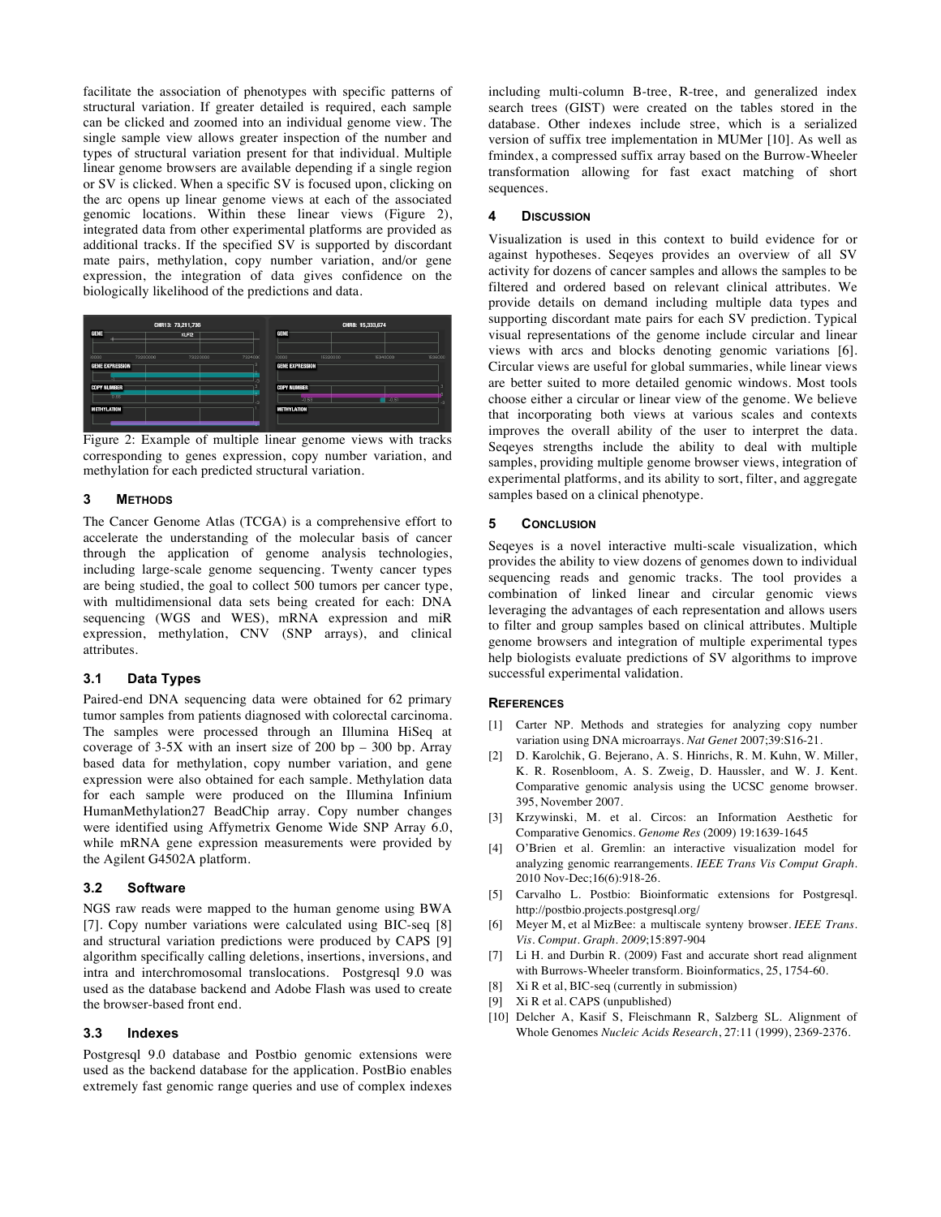facilitate the association of phenotypes with specific patterns of structural variation. If greater detailed is required, each sample can be clicked and zoomed into an individual genome view. The single sample view allows greater inspection of the number and types of structural variation present for that individual. Multiple linear genome browsers are available depending if a single region or SV is clicked. When a specific SV is focused upon, clicking on the arc opens up linear genome views at each of the associated genomic locations. Within these linear views (Figure 2), integrated data from other experimental platforms are provided as additional tracks. If the specified SV is supported by discordant mate pairs, methylation, copy number variation, and/or gene expression, the integration of data gives confidence on the biologically likelihood of the predictions and data.

CHR13: 73,211,736
GENE
KLF12
GENE EXPRESSION
COPY NUMBER
METHYLATION

CHR8: 15,333,674
GENE
GENE EXPRESSION
COPY NUMBER
-0.53
-0.51
METHYLATION

Figure 2: Example of multiple linear genome views with tracks corresponding to genes expression, copy number variation, and methylation for each predicted structural variation.

## 3 Methods

The Cancer Genome Atlas (TCGA) is a comprehensive effort to accelerate the understanding of the molecular basis of cancer through the application of genome analysis technologies, including large-scale genome sequencing. Twenty cancer types are being studied, the goal to collect 500 tumors per cancer type, with multidimensional data sets being created for each: DNA sequencing (WGS and WES), mRNA expression and miR expression, methylation, CNV (SNP arrays), and clinical attributes.

### 3.1 Data Types

Paired-end DNA sequencing data were obtained for 62 primary tumor samples from patients diagnosed with colorectal carcinoma. The samples were processed through an Illumina HiSeq at coverage of 3-5X with an insert size of 200 bp – 300 bp. Array based data for methylation, copy number variation, and gene expression were also obtained for each sample. Methylation data for each sample were produced on the Illumina Infinium HumanMethylation27 BeadChip array. Copy number changes were identified using Affymetrix Genome Wide SNP Array 6.0, while mRNA gene expression measurements were provided by the Agilent G4502A platform.

### 3.2 Software

NGS raw reads were mapped to the human genome using BWA [7]. Copy number variations were calculated using BIC-seq [8] and structural variation predictions were produced by CAPS [9] algorithm specifically calling deletions, insertions, inversions, and intra and interchromosomal translocations. Postgresql 9.0 was used as the database backend and Adobe Flash was used to create the browser-based front end.

### 3.3 Indexes

Postgresql 9.0 database and Postbio genomic extensions were used as the backend database for the application. PostBio enables extremely fast genomic range queries and use of complex indexes including multi-column B-tree, R-tree, and generalized index search trees (GIST) were created on the tables stored in the database. Other indexes include stree, which is a serialized version of suffix tree implementation in MUMer [10]. As well as fmindex, a compressed suffix array based on the Burrow-Wheeler transformation allowing for fast exact matching of short sequences.

## 4 Discussion

Visualization is used in this context to build evidence for or against hypotheses. Seqeyes provides an overview of all SV activity for dozens of cancer samples and allows the samples to be filtered and ordered based on relevant clinical attributes. We provide details on demand including multiple data types and supporting discordant mate pairs for each SV prediction. Typical visual representations of the genome include circular and linear views with arcs and blocks denoting genomic variations [6]. Circular views are useful for global summaries, while linear views are better suited to more detailed genomic windows. Most tools choose either a circular or linear view of the genome. We believe that incorporating both views at various scales and contexts improves the overall ability of the user to interpret the data. Seqeyes strengths include the ability to deal with multiple samples, providing multiple genome browser views, integration of experimental platforms, and its ability to sort, filter, and aggregate samples based on a clinical phenotype.

## 5 Conclusion

Seqeyes is a novel interactive multi-scale visualization, which provides the ability to view dozens of genomes down to individual sequencing reads and genomic tracks. The tool provides a combination of linked linear and circular genomic views leveraging the advantages of each representation and allows users to filter and group samples based on clinical attributes. Multiple genome browsers and integration of multiple experimental types help biologists evaluate predictions of SV algorithms to improve successful experimental validation.

## References

[1] Carter NP. Methods and strategies for analyzing copy number variation using DNA microarrays. *Nat Genet* 2007;39:S16-21.

[2] D. Karolchik, G. Bejerano, A. S. Hinrichs, R. M. Kuhn, W. Miller, K. R. Rosenbloom, A. S. Zweig, D. Haussler, and W. J. Kent. Comparative genomic analysis using the UCSC genome browser. 395, November 2007.

[3] Krzywinski, M. et al. Circos: an Information Aesthetic for Comparative Genomics. *Genome Res* (2009) 19:1639-1645

[4] O'Brien et al. Gremlin: an interactive visualization model for analyzing genomic rearrangements. *IEEE Trans Vis Comput Graph.* 2010 Nov-Dec;16(6):918-26.

[5] Carvalho L. Postbio: Bioinformatic extensions for Postgresql. http://postbio.projects.postgresql.org/

[6] Meyer M, et al MizBee: a multiscale synteny browser. *IEEE Trans. Vis. Comput. Graph. 2009*;15:897-904

[7] Li H. and Durbin R. (2009) Fast and accurate short read alignment with Burrows-Wheeler transform. Bioinformatics, 25, 1754-60.

[8] Xi R et al, BIC-seq (currently in submission)

[9] Xi R et al. CAPS (unpublished)

[10] Delcher A, Kasif S, Fleischmann R, Salzberg SL. Alignment of Whole Genomes *Nucleic Acids Research*, 27:11 (1999), 2369-2376.